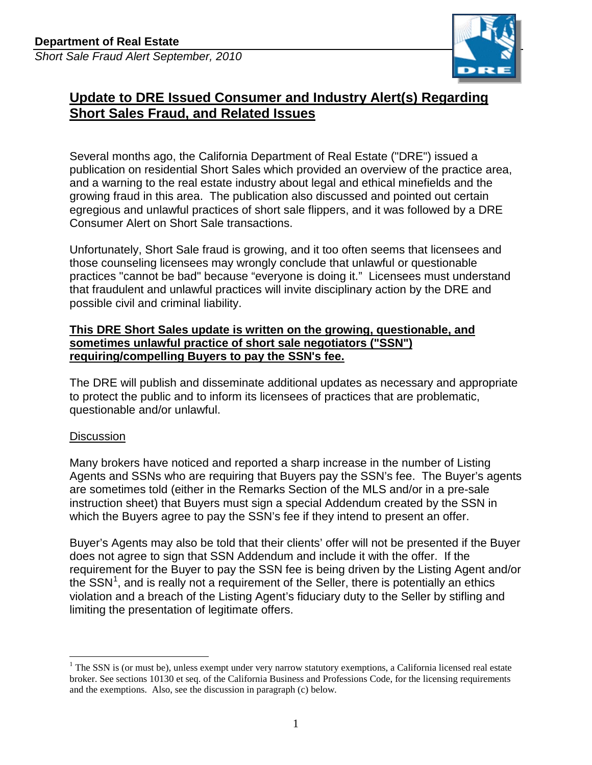**Department of Real Estate**

*Short Sale Fraud Alert September, 2010*

# Update to DRE Issued Consumer and Industry Alert(s) Regarding Short Sales Fraud, and Related Issues

Several months ago, the California Department of Real Estate ("DRE") issued a publication on residential Short Sales which provided an overview of the practice area, and a warning to the real estate industry about legal and ethical minefields and the growing fraud in this area. The publication also discussed and pointed out certain egregious and unlawful practices of short sale flippers, and it was followed by a DRE Consumer Alert on Short Sale transactions.

Unfortunately, Short Sale fraud is growing, and it too often seems that licensees and those counseling licensees may wrongly conclude that unlawful or questionable practices "cannot be bad" because "everyone is doing it." Licensees must understand that fraudulent and unlawful practices will invite disciplinary action by the DRE and possible civil and criminal liability.

**This DRE Short Sales update is written on the growing, questionable, and sometimes unlawful practice of short sale negotiators ("SSN") requiring/compelling Buyers to pay the SSN's fee.**

The DRE will publish and disseminate additional updates as necessary and appropriate to protect the public and to inform its licensees of practices that are problematic, questionable and/or unlawful.

## Discussion

Many brokers have noticed and reported a sharp increase in the number of Listing Agents and SSNs who are requiring that Buyers pay the SSN's fee. The Buyer's agents are sometimes told (either in the Remarks Section of the MLS and/or in a pre-sale instruction sheet) that Buyers must sign a special Addendum created by the SSN in which the Buyers agree to pay the SSN's fee if they intend to present an offer.

Buyer's Agents may also be told that their clients' offer will not be presented if the Buyer does not agree to sign that SSN Addendum and include it with the offer. If the requirement for the Buyer to pay the SSN fee is being driven by the Listing Agent and/or the SSN[1], and is really not a requirement of the Seller, there is potentially an ethics violation and a breach of the Listing Agent's fiduciary duty to the Seller by stifling and limiting the presentation of legitimate offers.

---

[1] The SSN is (or must be), unless exempt under very narrow statutory exemptions, a California licensed real estate broker. See sections 10130 et seq. of the California Business and Professions Code, for the licensing requirements and the exemptions. Also, see the discussion in paragraph (c) below.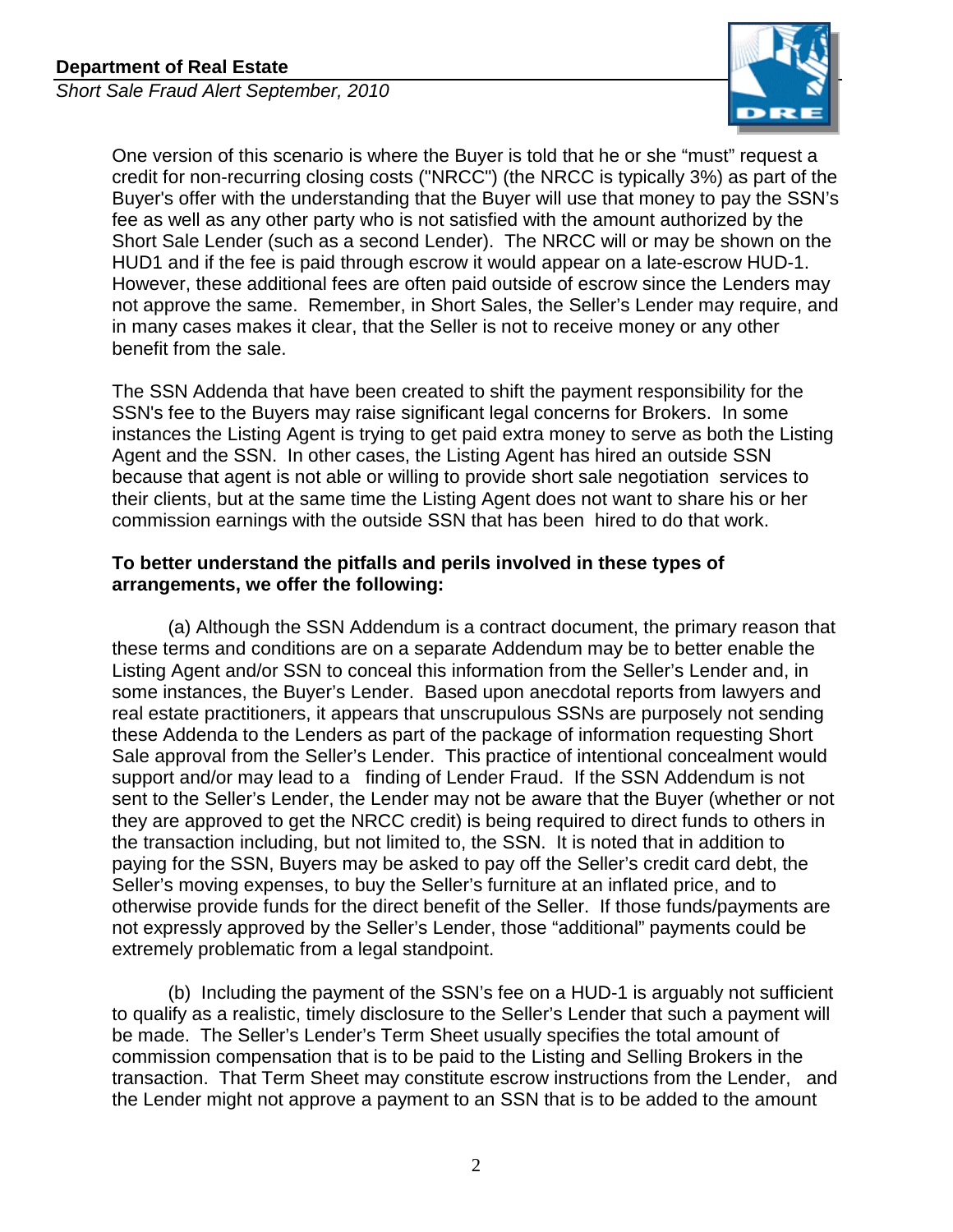One version of this scenario is where the Buyer is told that he or she "must" request a credit for non-recurring closing costs ("NRCC") (the NRCC is typically 3%) as part of the Buyer's offer with the understanding that the Buyer will use that money to pay the SSN's fee as well as any other party who is not satisfied with the amount authorized by the Short Sale Lender (such as a second Lender). The NRCC will or may be shown on the HUD1 and if the fee is paid through escrow it would appear on a late-escrow HUD-1. However, these additional fees are often paid outside of escrow since the Lenders may not approve the same. Remember, in Short Sales, the Seller's Lender may require, and in many cases makes it clear, that the Seller is not to receive money or any other benefit from the sale.

The SSN Addenda that have been created to shift the payment responsibility for the SSN's fee to the Buyers may raise significant legal concerns for Brokers. In some instances the Listing Agent is trying to get paid extra money to serve as both the Listing Agent and the SSN. In other cases, the Listing Agent has hired an outside SSN because that agent is not able or willing to provide short sale negotiation services to their clients, but at the same time the Listing Agent does not want to share his or her commission earnings with the outside SSN that has been hired to do that work.

**To better understand the pitfalls and perils involved in these types of arrangements, we offer the following:**

(a) Although the SSN Addendum is a contract document, the primary reason that these terms and conditions are on a separate Addendum may be to better enable the Listing Agent and/or SSN to conceal this information from the Seller's Lender and, in some instances, the Buyer's Lender. Based upon anecdotal reports from lawyers and real estate practitioners, it appears that unscrupulous SSNs are purposely not sending these Addenda to the Lenders as part of the package of information requesting Short Sale approval from the Seller's Lender. This practice of intentional concealment would support and/or may lead to a finding of Lender Fraud. If the SSN Addendum is not sent to the Seller's Lender, the Lender may not be aware that the Buyer (whether or not they are approved to get the NRCC credit) is being required to direct funds to others in the transaction including, but not limited to, the SSN. It is noted that in addition to paying for the SSN, Buyers may be asked to pay off the Seller's credit card debt, the Seller's moving expenses, to buy the Seller's furniture at an inflated price, and to otherwise provide funds for the direct benefit of the Seller. If those funds/payments are not expressly approved by the Seller's Lender, those "additional" payments could be extremely problematic from a legal standpoint.

(b) Including the payment of the SSN's fee on a HUD-1 is arguably not sufficient to qualify as a realistic, timely disclosure to the Seller's Lender that such a payment will be made. The Seller's Lender's Term Sheet usually specifies the total amount of commission compensation that is to be paid to the Listing and Selling Brokers in the transaction. That Term Sheet may constitute escrow instructions from the Lender, and the Lender might not approve a payment to an SSN that is to be added to the amount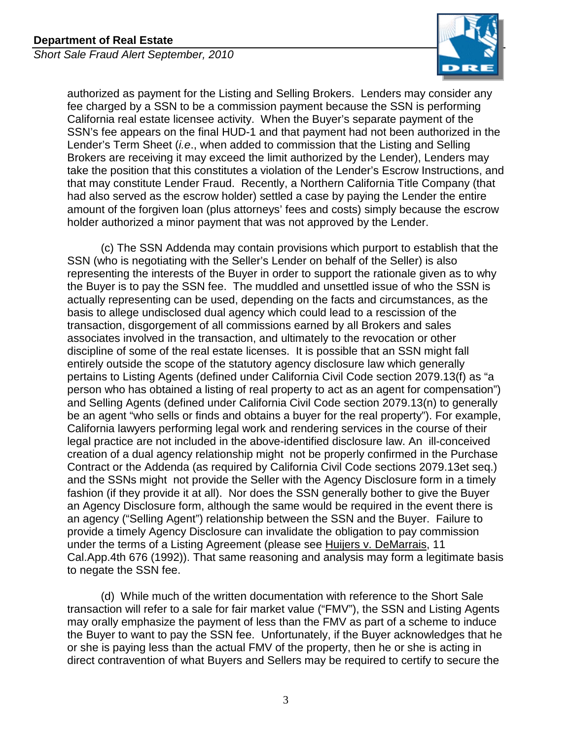authorized as payment for the Listing and Selling Brokers. Lenders may consider any fee charged by a SSN to be a commission payment because the SSN is performing California real estate licensee activity. When the Buyer's separate payment of the SSN's fee appears on the final HUD-1 and that payment had not been authorized in the Lender's Term Sheet (*i.e*., when added to commission that the Listing and Selling Brokers are receiving it may exceed the limit authorized by the Lender), Lenders may take the position that this constitutes a violation of the Lender's Escrow Instructions, and that may constitute Lender Fraud. Recently, a Northern California Title Company (that had also served as the escrow holder) settled a case by paying the Lender the entire amount of the forgiven loan (plus attorneys' fees and costs) simply because the escrow holder authorized a minor payment that was not approved by the Lender.

(c) The SSN Addenda may contain provisions which purport to establish that the SSN (who is negotiating with the Seller's Lender on behalf of the Seller) is also representing the interests of the Buyer in order to support the rationale given as to why the Buyer is to pay the SSN fee. The muddled and unsettled issue of who the SSN is actually representing can be used, depending on the facts and circumstances, as the basis to allege undisclosed dual agency which could lead to a rescission of the transaction, disgorgement of all commissions earned by all Brokers and sales associates involved in the transaction, and ultimately to the revocation or other discipline of some of the real estate licenses. It is possible that an SSN might fall entirely outside the scope of the statutory agency disclosure law which generally pertains to Listing Agents (defined under California Civil Code section 2079.13(f) as "a person who has obtained a listing of real property to act as an agent for compensation") and Selling Agents (defined under California Civil Code section 2079.13(n) to generally be an agent "who sells or finds and obtains a buyer for the real property"). For example, California lawyers performing legal work and rendering services in the course of their legal practice are not included in the above-identified disclosure law. An ill-conceived creation of a dual agency relationship might not be properly confirmed in the Purchase Contract or the Addenda (as required by California Civil Code sections 2079.13et seq.) and the SSNs might not provide the Seller with the Agency Disclosure form in a timely fashion (if they provide it at all). Nor does the SSN generally bother to give the Buyer an Agency Disclosure form, although the same would be required in the event there is an agency ("Selling Agent") relationship between the SSN and the Buyer. Failure to provide a timely Agency Disclosure can invalidate the obligation to pay commission under the terms of a Listing Agreement (please see Huijers v. DeMarrais, 11 Cal.App.4th 676 (1992)). That same reasoning and analysis may form a legitimate basis to negate the SSN fee.

(d) While much of the written documentation with reference to the Short Sale transaction will refer to a sale for fair market value ("FMV"), the SSN and Listing Agents may orally emphasize the payment of less than the FMV as part of a scheme to induce the Buyer to want to pay the SSN fee. Unfortunately, if the Buyer acknowledges that he or she is paying less than the actual FMV of the property, then he or she is acting in direct contravention of what Buyers and Sellers may be required to certify to secure the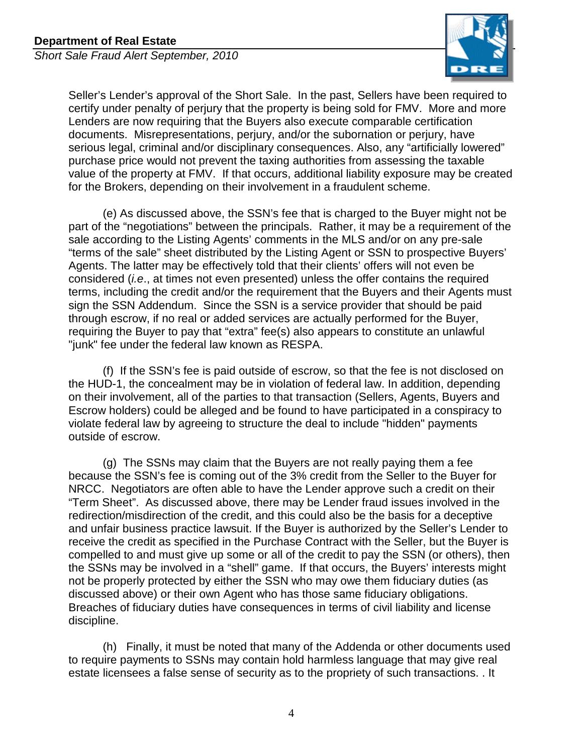Seller's Lender's approval of the Short Sale. In the past, Sellers have been required to certify under penalty of perjury that the property is being sold for FMV. More and more Lenders are now requiring that the Buyers also execute comparable certification documents. Misrepresentations, perjury, and/or the subornation or perjury, have serious legal, criminal and/or disciplinary consequences. Also, any "artificially lowered" purchase price would not prevent the taxing authorities from assessing the taxable value of the property at FMV. If that occurs, additional liability exposure may be created for the Brokers, depending on their involvement in a fraudulent scheme.

(e) As discussed above, the SSN's fee that is charged to the Buyer might not be part of the "negotiations" between the principals. Rather, it may be a requirement of the sale according to the Listing Agents' comments in the MLS and/or on any pre-sale "terms of the sale" sheet distributed by the Listing Agent or SSN to prospective Buyers' Agents. The latter may be effectively told that their clients' offers will not even be considered (*i.e*., at times not even presented) unless the offer contains the required terms, including the credit and/or the requirement that the Buyers and their Agents must sign the SSN Addendum. Since the SSN is a service provider that should be paid through escrow, if no real or added services are actually performed for the Buyer, requiring the Buyer to pay that "extra" fee(s) also appears to constitute an unlawful "junk" fee under the federal law known as RESPA.

(f) If the SSN's fee is paid outside of escrow, so that the fee is not disclosed on the HUD-1, the concealment may be in violation of federal law. In addition, depending on their involvement, all of the parties to that transaction (Sellers, Agents, Buyers and Escrow holders) could be alleged and be found to have participated in a conspiracy to violate federal law by agreeing to structure the deal to include "hidden" payments outside of escrow.

(g) The SSNs may claim that the Buyers are not really paying them a fee because the SSN's fee is coming out of the 3% credit from the Seller to the Buyer for NRCC. Negotiators are often able to have the Lender approve such a credit on their "Term Sheet". As discussed above, there may be Lender fraud issues involved in the redirection/misdirection of the credit, and this could also be the basis for a deceptive and unfair business practice lawsuit. If the Buyer is authorized by the Seller's Lender to receive the credit as specified in the Purchase Contract with the Seller, but the Buyer is compelled to and must give up some or all of the credit to pay the SSN (or others), then the SSNs may be involved in a "shell" game. If that occurs, the Buyers' interests might not be properly protected by either the SSN who may owe them fiduciary duties (as discussed above) or their own Agent who has those same fiduciary obligations. Breaches of fiduciary duties have consequences in terms of civil liability and license discipline.

(h) Finally, it must be noted that many of the Addenda or other documents used to require payments to SSNs may contain hold harmless language that may give real estate licensees a false sense of security as to the propriety of such transactions. . It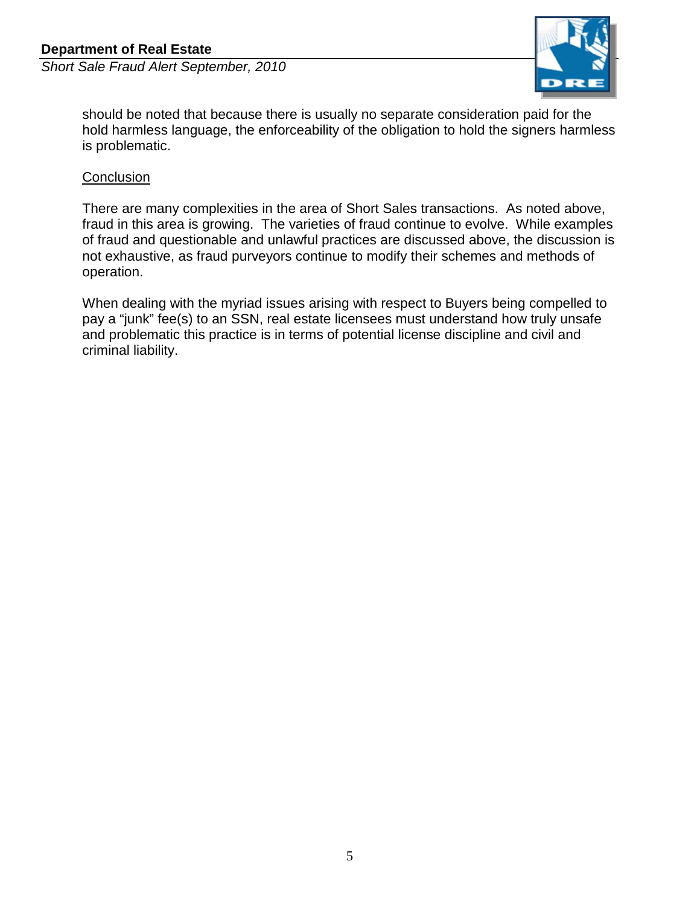should be noted that because there is usually no separate consideration paid for the hold harmless language, the enforceability of the obligation to hold the signers harmless is problematic.

## Conclusion

There are many complexities in the area of Short Sales transactions. As noted above, fraud in this area is growing. The varieties of fraud continue to evolve. While examples of fraud and questionable and unlawful practices are discussed above, the discussion is not exhaustive, as fraud purveyors continue to modify their schemes and methods of operation.

When dealing with the myriad issues arising with respect to Buyers being compelled to pay a "junk" fee(s) to an SSN, real estate licensees must understand how truly unsafe and problematic this practice is in terms of potential license discipline and civil and criminal liability.